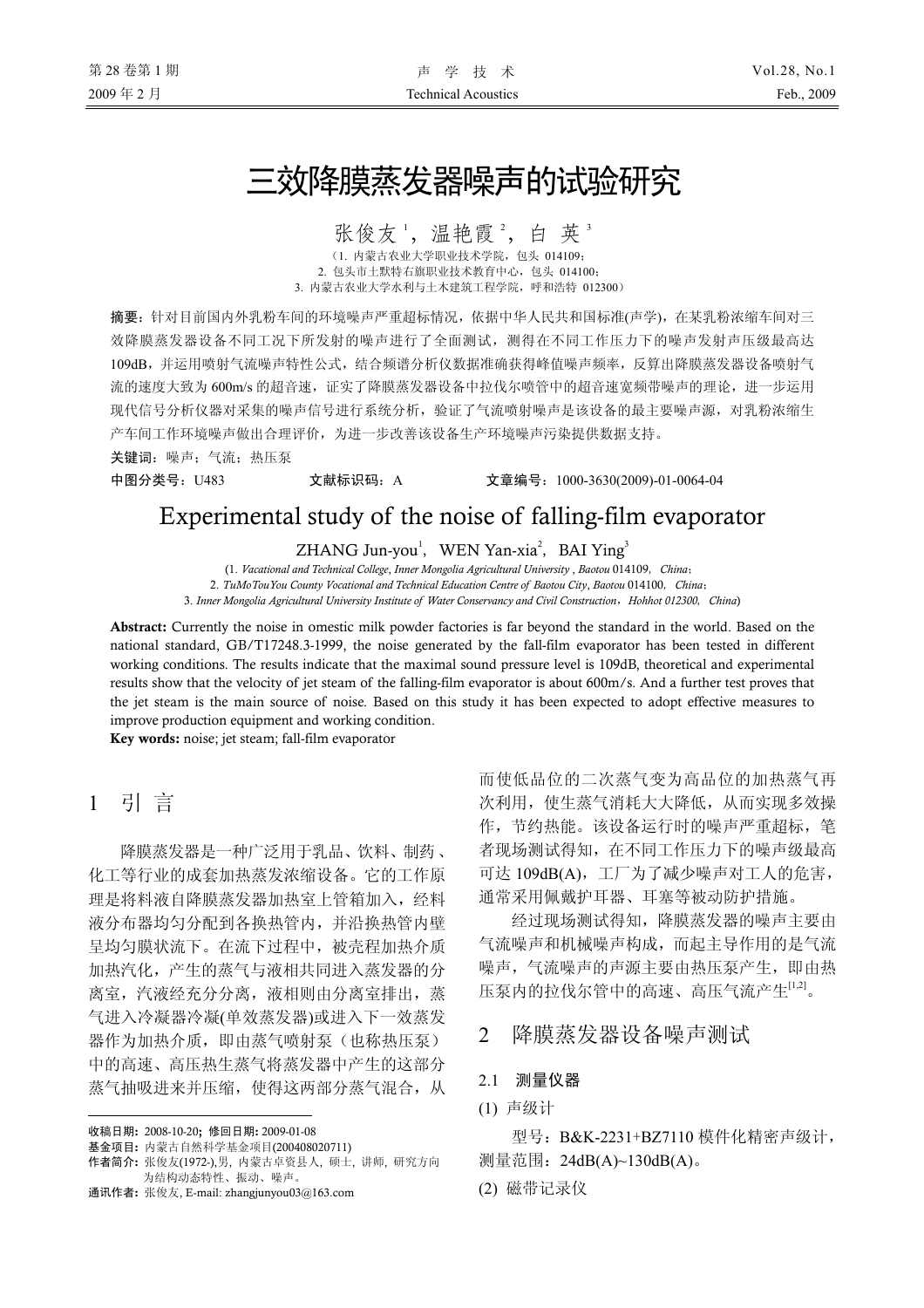# 三效降膜蒸发器噪声的试验研究

张俊友[1]，温艳霞[2]，白 英[3]

（1. 内蒙古农业大学职业技术学院，包头 014109；
2. 包头市土默特右旗职业技术教育中心，包头 014100；
3. 内蒙古农业大学水利与土木建筑工程学院，呼和浩特 012300）

**摘要**：针对目前国内外乳粉车间的环境噪声严重超标情况，依据中华人民共和国标准(声学)，在某乳粉浓缩车间对三效降膜蒸发器设备不同工况下所发射的噪声进行了全面测试，测得在不同工作压力下的噪声发射声压级最高达109dB，并运用喷射气流噪声特性公式，结合频谱分析仪数据准确获得峰值噪声频率，反算出降膜蒸发器设备喷射气流的速度大致为600m/s的超音速，证实了降膜蒸发器设备中拉伐尔喷管中的超音速宽频带噪声的理论，进一步运用现代信号分析仪器对采集的噪声信号进行系统分析，验证了气流喷射噪声是该设备的最主要噪声源，对乳粉浓缩生产车间工作环境噪声做出合理评价，为进一步改善该设备生产环境噪声污染提供数据支持。

**关键词**：噪声；气流；热压泵

**中图分类号**：U483　　**文献标识码**：A　　**文章编号**：1000-3630(2009)-01-0064-04

# Experimental study of the noise of falling-film evaporator

ZHANG Jun-you[1], WEN Yan-xia[2], BAI Ying[3]

(1. *Vacational and Technical College*, *Inner Mongolia Agricultural University* , *Baotou* 014109, *China*;
2. *TuMoTouYou County Vocational and Technical Education Centre of Baotou City*, *Baotou* 014100, *China*;
3. *Inner Mongolia Agricultural University Institute of Water Conservancy and Civil Construction*，*Hohhot 012300*, *China*)

**Abstract:** Currently the noise in omestic milk powder factories is far beyond the standard in the world. Based on the national standard, GB/T17248.3-1999, the noise generated by the fall-film evaporator has been tested in different working conditions. The results indicate that the maximal sound pressure level is 109dB, theoretical and experimental results show that the velocity of jet steam of the falling-film evaporator is about 600m/s. And a further test proves that the jet steam is the main source of noise. Based on this study it has been expected to adopt effective measures to improve production equipment and working condition.

**Key words:** noise; jet steam; fall-film evaporator

## 1 引 言

降膜蒸发器是一种广泛用于乳品、饮料、制药、化工等行业的成套加热蒸发浓缩设备。它的工作原理是将料液自降膜蒸发器加热室上管箱加入，经料液分布器均匀分配到各换热管内，并沿换热管内壁呈均匀膜状流下。在流下过程中，被壳程加热介质加热汽化，产生的蒸气与液相共同进入蒸发器的分离室，汽液经充分分离，液相则由分离室排出，蒸气进入冷凝器冷凝(单效蒸发器)或进入下一效蒸发器作为加热介质，即由蒸气喷射泵（也称热压泵）中的高速、高压热生蒸气将蒸发器中产生的这部分蒸气抽吸进来并压缩，使得这两部分蒸气混合，从而使低品位的二次蒸气变为高品位的加热蒸气再次利用，使生蒸气消耗大大降低，从而实现多效操作，节约热能。该设备运行时的噪声严重超标，笔者现场测试得知，在不同工作压力下的噪声级最高可达 109dB(A)，工厂为了减少噪声对工人的危害，通常采用佩戴护耳器、耳塞等被动防护措施。

经过现场测试得知，降膜蒸发器的噪声主要由气流噪声和机械噪声构成，而起主导作用的是气流噪声，气流噪声的声源主要由热压泵产生，即由热压泵内的拉伐尔管中的高速、高压气流产生[1,2]。

## 2 降膜蒸发器设备噪声测试

### 2.1 测量仪器

(1) 声级计

型号：B&K-2231+BZ7110 模件化精密声级计，测量范围：24dB(A)~130dB(A)。

(2) 磁带记录仪

---

**收稿日期:** 2008-10-20; **修回日期:** 2009-01-08
**基金项目:** 内蒙古自然科学基金项目(200408020711)
**作者简介:** 张俊友(1972-),男, 内蒙古卓资县人, 硕士, 讲师, 研究方向为结构动态特性、振动、噪声。
**通讯作者:** 张俊友, E-mail: zhangjunyou03@163.com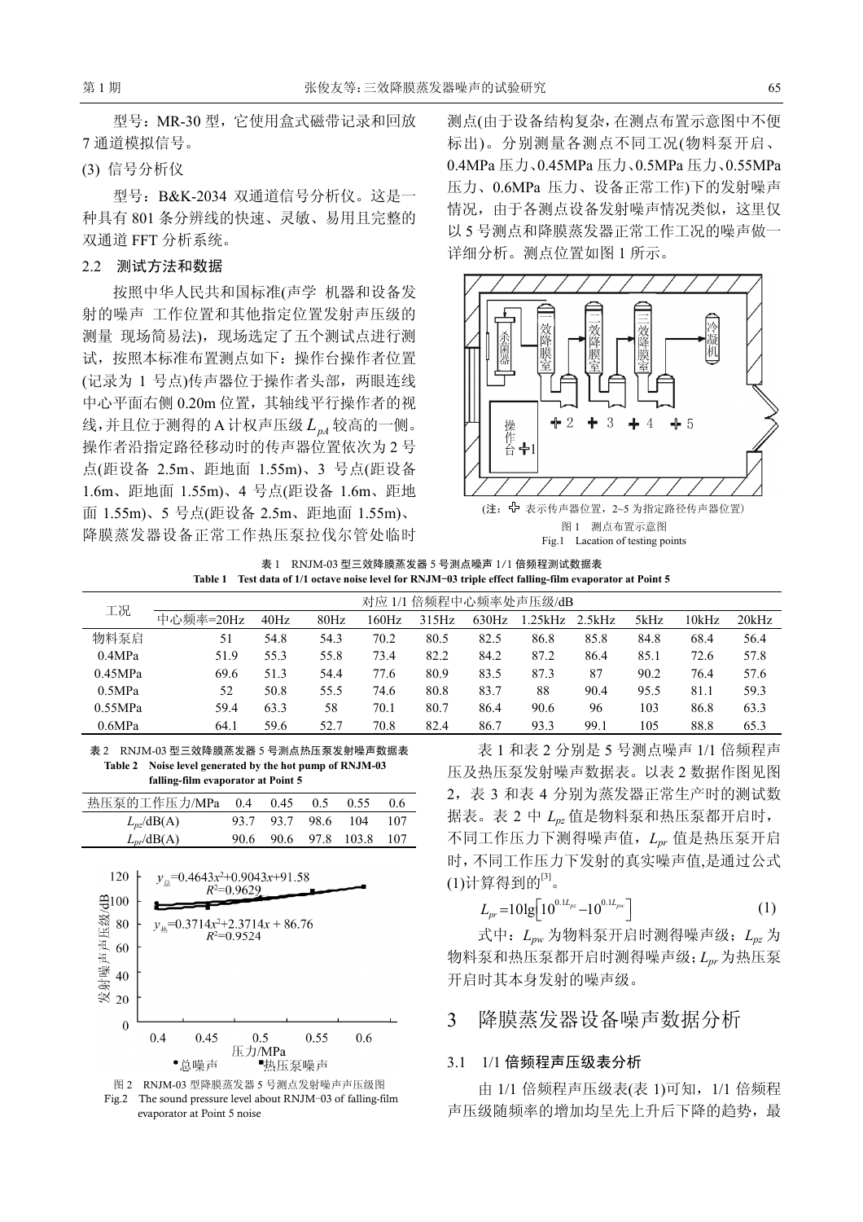型号：MR-30 型，它使用盒式磁带记录和回放 7 通道模拟信号。

(3) 信号分析仪

型号：B&K-2034 双通道信号分析仪。这是一种具有 801 条分辨线的快速、灵敏、易用且完整的双通道 FFT 分析系统。

### 2.2 测试方法和数据

按照中华人民共和国标准(声学 机器和设备发射的噪声 工作位置和其他指定位置发射声压级的测量 现场简易法)，现场选定了五个测试点进行测试，按照本标准布置测点如下：操作台操作者位置(记录为 1 号点)传声器位于操作者头部，两眼连线中心平面右侧 0.20m 位置，其轴线平行操作者的视线，并且位于测得的 A 计权声压级 $L_{pA}$ 较高的一侧。操作者沿指定路径移动时的传声器位置依次为 2 号点(距设备 2.5m、距地面 1.55m)、3 号点(距设备 1.6m、距地面 1.55m)、4 号点(距设备 1.6m、距地面 1.55m)、5 号点(距设备 2.5m、距地面 1.55m)、降膜蒸发器设备正常工作热压泵拉伐尔管处临时测点(由于设备结构复杂，在测点布置示意图中不便标出)。分别测量各测点不同工况(物料泵开启、0.4MPa 压力、0.45MPa 压力、0.5MPa 压力、0.55MPa 压力、0.6MPa 压力、设备正常工作)下的发射噪声情况，由于各测点设备发射噪声情况类似，这里仅以 5 号测点和降膜蒸发器正常工作工况的噪声做一详细分析。测点位置如图 1 所示。

(注：✢ 表示传声器位置，2~5 为指定路径传声器位置)

图 1 测点布置示意图
Fig.1 Lacation of testing points

表 1 RNJM-03 型三效降膜蒸发器 5 号测点噪声 1/1 倍频程测试数据表
Table 1 Test data of 1/1 octave noise level for RNJM−03 triple effect falling-film evaporator at Point 5

| 工况 | 对应 1/1 倍频程中心频率处声压级/dB | | | | | | | | | | |
|---|---|---|---|---|---|---|---|---|---|---|---|
| | 中心频率=20Hz | 40Hz | 80Hz | 160Hz | 315Hz | 630Hz | 1.25kHz | 2.5kHz | 5kHz | 10kHz | 20kHz |
| 物料泵启 | 51 | 54.8 | 54.3 | 70.2 | 80.5 | 82.5 | 86.8 | 85.8 | 84.8 | 68.4 | 56.4 |
| 0.4MPa | 51.9 | 55.3 | 55.8 | 73.4 | 82.2 | 84.2 | 87.2 | 86.4 | 85.1 | 72.6 | 57.8 |
| 0.45MPa | 69.6 | 51.3 | 54.4 | 77.6 | 80.9 | 83.5 | 87.3 | 87 | 90.2 | 76.4 | 57.6 |
| 0.5MPa | 52 | 50.8 | 55.5 | 74.6 | 80.8 | 83.7 | 88 | 90.4 | 95.5 | 81.1 | 59.3 |
| 0.55MPa | 59.4 | 63.3 | 58 | 70.1 | 80.7 | 86.4 | 90.6 | 96 | 103 | 86.8 | 63.3 |
| 0.6MPa | 64.1 | 59.6 | 52.7 | 70.8 | 82.4 | 86.7 | 93.3 | 99.1 | 105 | 88.8 | 65.3 |

表 2 RNJM-03 型三效降膜蒸发器 5 号测点热压泵发射噪声数据表
Table 2 Noise level generated by the hot pump of RNJM-03 falling-film evaporator at Point 5

| 热压泵的工作压力/MPa | 0.4 | 0.45 | 0.5 | 0.55 | 0.6 |
|---|---|---|---|---|---|
| $L_{pz}$/dB(A) | 93.7 | 93.7 | 98.6 | 104 | 107 |
| $L_{pr}$/dB(A) | 90.6 | 90.6 | 97.8 | 103.8 | 107 |

$y_{总}=0.4643x^2+0.9043x+91.58$, $R^2=0.9629$

$y_{热}=0.3714x^2+2.3714x+86.76$, $R^2=0.9524$

图 2 RNJM-03 型降膜蒸发器 5 号测点发射噪声声压级图
Fig.2 The sound pressure level about RNJM−03 of falling-film evaporator at Point 5 noise

表 1 和表 2 分别是 5 号测点噪声 1/1 倍频程声压及热压泵发射噪声数据表。以表 2 数据作图见图 2，表 3 和表 4 分别为蒸发器正常生产时的测试数据表。表 2 中 $L_{pz}$ 值是物料泵和热压泵都开启时，不同工作压力下测得噪声值，$L_{pr}$ 值是热压泵开启时，不同工作压力下发射的真实噪声值,是通过公式(1)计算得到的[3]。

$$L_{pr}=10\lg\left[10^{0.1L_{pz}}-10^{0.1L_{pw}}\right] \tag{1}$$

式中：$L_{pw}$ 为物料泵开启时测得噪声级；$L_{pz}$ 为物料泵和热压泵都开启时测得噪声级；$L_{pr}$ 为热压泵开启时其本身发射的噪声级。

## 3 降膜蒸发器设备噪声数据分析

### 3.1 1/1 倍频程声压级表分析

由 1/1 倍频程声压级表(表 1)可知，1/1 倍频程声压级随频率的增加均呈先上升后下降的趋势，最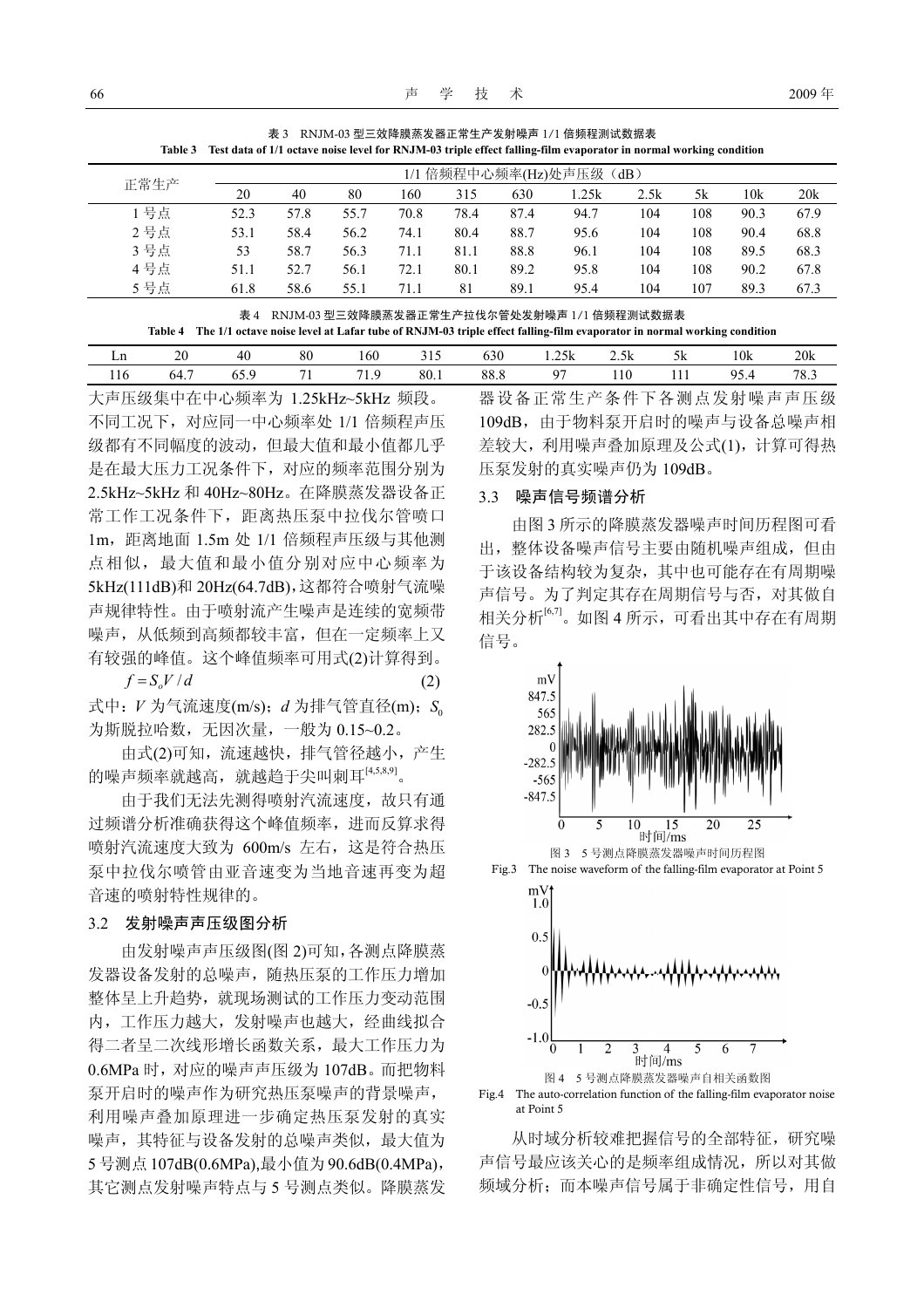表 3　RNJM-03 型三效降膜蒸发器正常生产发射噪声 1/1 倍频程测试数据表

**Table 3　Test data of 1/1 octave noise level for RNJM-03 triple effect falling-film evaporator in normal working condition**

| 正常生产 | 1/1 倍频程中心频率(Hz)处声压级（dB） | | | | | | | | | | |
|---|---|---|---|---|---|---|---|---|---|---|---|
| | 20 | 40 | 80 | 160 | 315 | 630 | 1.25k | 2.5k | 5k | 10k | 20k |
| 1 号点 | 52.3 | 57.8 | 55.7 | 70.8 | 78.4 | 87.4 | 94.7 | 104 | 108 | 90.3 | 67.9 |
| 2 号点 | 53.1 | 58.4 | 56.2 | 74.1 | 80.4 | 88.7 | 95.6 | 104 | 108 | 90.4 | 68.8 |
| 3 号点 | 53 | 58.7 | 56.3 | 71.1 | 81.1 | 88.8 | 96.1 | 104 | 108 | 89.5 | 68.3 |
| 4 号点 | 51.1 | 52.7 | 56.1 | 72.1 | 80.1 | 89.2 | 95.8 | 104 | 108 | 90.2 | 67.8 |
| 5 号点 | 61.8 | 58.6 | 55.1 | 71.1 | 81 | 89.1 | 95.4 | 104 | 107 | 89.3 | 67.3 |

表 4　RNJM-03 型三效降膜蒸发器正常生产拉伐尔管处发射噪声 1/1 倍频程测试数据表

**Table 4　The 1/1 octave noise level at Lafar tube of RNJM-03 triple effect falling-film evaporator in normal working condition**

| Ln | 20 | 40 | 80 | 160 | 315 | 630 | 1.25k | 2.5k | 5k | 10k | 20k |
|---|---|---|---|---|---|---|---|---|---|---|---|
| 116 | 64.7 | 65.9 | 71 | 71.9 | 80.1 | 88.8 | 97 | 110 | 111 | 95.4 | 78.3 |

大声压级集中在中心频率为 1.25kHz~5kHz 频段。不同工况下，对应同一中心频率处 1/1 倍频程声压级都有不同幅度的波动，但最大值和最小值都几乎是在最大压力工况条件下，对应的频率范围分别为 2.5kHz~5kHz 和 40Hz~80Hz。在降膜蒸发器设备正常工作工况条件下，距离热压泵中拉伐尔管喷口 1m，距离地面 1.5m 处 1/1 倍频程声压级与其他测点相似，最大值和最小值分别对应中心频率为 5kHz(111dB)和 20Hz(64.7dB)，这都符合喷射气流噪声规律特性。由于喷射流产生噪声是连续的宽频带噪声，从低频到高频都较丰富，但在一定频率上又有较强的峰值。这个峰值频率可用式(2)计算得到。

$$f = S_o V / d \tag{2}$$

式中：$V$ 为气流速度(m/s)；$d$ 为排气管直径(m)；$S_0$ 为斯脱拉哈数，无因次量，一般为 0.15~0.2。

由式(2)可知，流速越快，排气管径越小，产生的噪声频率就越高，就越趋于尖叫刺耳[4,5,8,9]。

由于我们无法先测得喷射汽流速度，故只有通过频谱分析准确获得这个峰值频率，进而反算求得喷射汽流速度大致为 600m/s 左右，这是符合热压泵中拉伐尔喷管由亚音速变为当地音速再变为超音速的喷射特性规律的。

### 3.2　发射噪声声压级图分析

由发射噪声声压级图(图 2)可知，各测点降膜蒸发器设备发射的总噪声，随热压泵的工作压力增加整体呈上升趋势，就现场测试的工作压力变动范围内，工作压力越大，发射噪声也越大，经曲线拟合得二者呈二次线形增长函数关系，最大工作压力为 0.6MPa 时，对应的噪声声压级为 107dB。而把物料泵开启时的噪声作为研究热压泵噪声的背景噪声，利用噪声叠加原理进一步确定热压泵发射的真实噪声，其特征与设备发射的总噪声类似，最大值为 5 号测点 107dB(0.6MPa),最小值为 90.6dB(0.4MPa)，其它测点发射噪声特点与 5 号测点类似。降膜蒸发器设备正常生产条件下各测点发射噪声声压级 109dB，由于物料泵开启时的噪声与设备总噪声相差较大，利用噪声叠加原理及公式(1)，计算可得热压泵发射的真实噪声仍为 109dB。

### 3.3　噪声信号频谱分析

由图 3 所示的降膜蒸发器噪声时间历程图可看出，整体设备噪声信号主要由随机噪声组成，但由于该设备结构较为复杂，其中也可能存在有周期噪声信号。为了判定其存在周期信号与否，对其做自相关分析[6,7]。如图 4 所示，可看出其中存在有周期信号。

图 3　5 号测点降膜蒸发器噪声时间历程图

Fig.3　The noise waveform of the falling-film evaporator at Point 5

图 4　5 号测点降膜蒸发器噪声自相关函数图

Fig.4　The auto-correlation function of the falling-film evaporator noise at Point 5

从时域分析较难把握信号的全部特征，研究噪声信号最应该关心的是频率组成情况，所以对其做频域分析；而本噪声信号属于非确定性信号，用自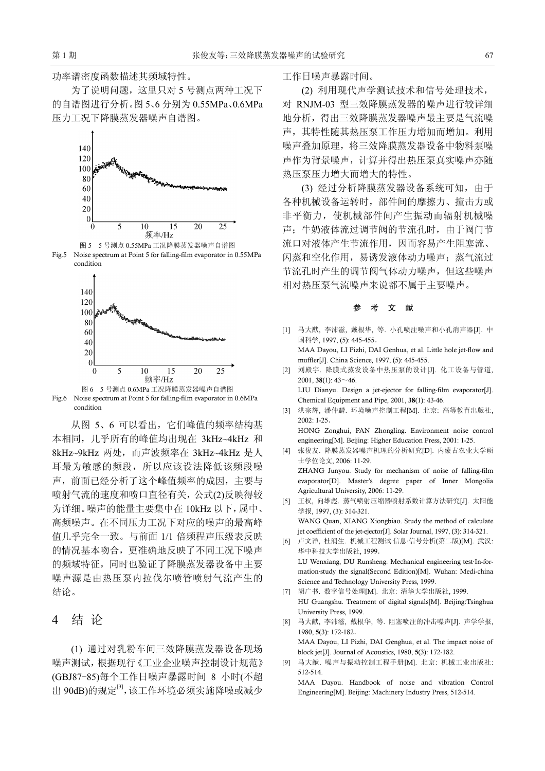功率谱密度函数描述其频域特性。

为了说明问题，这里只对 5 号测点两种工况下的自谱图进行分析。图 5、6 分别为 0.55MPa、0.6MPa 压力工况下降膜蒸发器噪声自谱图。

140
120
100
80
60
40
20
0
0 5 10 15 20 25
频率/Hz

**图 5** 5 号测点 0.55MPa 工况降膜蒸发器噪声自谱图

Fig.5 Noise spectrum at Point 5 for falling-film evaporator in 0.55MPa condition

140
120
100
80
60
40
20
0
0 5 10 15 20 25
频率/Hz

图 6 5 号测点 0.6MPa 工况降膜蒸发器噪声自谱图

Fig.6 Noise spectrum at Point 5 for falling-film evaporator in 0.6MPa condition

从图 5、6 可以看出，它们峰值的频率结构基本相同，几乎所有的峰值均出现在 3kHz~4kHz 和 8kHz~9kHz 两处，而声波频率在 3kHz~4kHz 是人耳最为敏感的频段，所以应该设法降低该频段噪声，前面已经分析了这个峰值频率的成因，主要与喷射气流的速度和喷口直径有关，公式(2)反映得较为详细。噪声的能量主要集中在 10kHz 以下，属中、高频噪声。在不同压力工况下对应的噪声的最高峰值几乎完全一致。与前面 1/1 倍频程声压级表反映的情况基本吻合，更准确地反映了不同工况下噪声的频域特征，同时也验证了降膜蒸发器设备中主要噪声源是由热压泵内拉伐尔喷管喷射气流产生的结论。

## 4 结 论

(1) 通过对乳粉车间三效降膜蒸发器设备现场噪声测试，根据现行《工业企业噪声控制设计规范》(GBJ87−85)每个工作日噪声暴露时间 8 小时(不超出 90dB)的规定[3]，该工作环境必须实施降噪或减少工作日噪声暴露时间。

(2) 利用现代声学测试技术和信号处理技术，对 RNJM-03 型三效降膜蒸发器的噪声进行较详细地分析，得出三效降膜蒸发器噪声最主要是气流噪声，其特性随其热压泵工作压力增加而增加。利用噪声叠加原理，将三效降膜蒸发器设备中物料泵噪声作为背景噪声，计算并得出热压泵真实噪声亦随热压泵压力增大而增大的特性。

(3) 经过分析降膜蒸发器设备系统可知，由于各种机械设备运转时，部件间的摩擦力、撞击力或非平衡力，使机械部件间产生振动而辐射机械噪声；牛奶液体流过调节阀的节流孔时，由于阀门节流口对液体产生节流作用，因而容易产生阻塞流、闪蒸和空化作用，易诱发液体动力噪声；蒸气流过节流孔时产生的调节阀气体动力噪声，但这些噪声相对热压泵气流噪声来说都不属于主要噪声。

## 参 考 文 献

[1] 马大猷, 李沛滋, 戴根华, 等. 小孔喷注噪声和小孔消声器[J]. 中国科学, 1997, (5): 445-455.
MAA Dayou, LI Pizhi, DAI Genhua, et al. Little hole jet-flow and muffler[J]. China Science, 1997, (5): 445-455.

[2] 刘殿宇. 降膜式蒸发设备中热压泵的设计[J]. 化工设备与管道, 2001, **38**(1): 43～46.
LIU Dianyu. Design a jet-ejector for falling-film evaporator[J]. Chemical Equipment and Pipe, 2001, **38**(1): 43-46.

[3] 洪宗辉, 潘仲麟. 环境噪声控制工程[M]. 北京: 高等教育出版社, 2002: 1-25.
HONG Zonghui, PAN Zhongling. Environment noise control engineering[M]. Beijing: Higher Education Press, 2001: 1-25.

[4] 张俊友. 降膜蒸发器噪声机理的分析研究[D]. 内蒙古农业大学硕士学位论文, 2006: 11-29.
ZHANG Junyou. Study for mechanism of noise of falling-film evaporator[D]. Master's degree paper of Inner Mongolia Agricultural University, 2006: 11-29.

[5] 王权, 向雄彪. 蒸气喷射压缩器喷射系数计算方法研究[J]. 太阳能学报, 1997, (3): 314-321.
WANG Quan, XIANG Xiongbiao. Study the method of calculate jet coefficient of the jet-ejector[J]. Solar Journal, 1997, (3): 314-321.

[6] 卢文祥, 杜润生. 机械工程测试·信息·信号分析(第二版)[M]. 武汉: 华中科技大学出版社, 1999.
LU Wenxiang, DU Runsheng. Mechanical engineering test·In-formation·study the signal(Second Edition)[M]. Wuhan: Medi-china Science and Technology University Press, 1999.

[7] 胡广书. 数字信号处理[M]. 北京: 清华大学出版社, 1999.
HU Guangshu. Treatment of digital signals[M]. Beijing:Tsinghua University Press, 1999.

[8] 马大猷, 李沛滋, 戴根华, 等. 阻塞喷注的冲击噪声[J]. 声学学报, 1980, **5**(3): 172-182.
MAA Dayou, LI Pizhi, DAI Genhua, et al. The impact noise of block jet[J]. Journal of Acoustics, 1980, **5**(3): 172-182.

[9] 马大猷. 噪声与振动控制工程手册[M]. 北京: 机械工业出版社: 512-514.
MAA Dayou. Handbook of noise and vibration Control Engineering[M]. Beijing: Machinery Industry Press, 512-514.